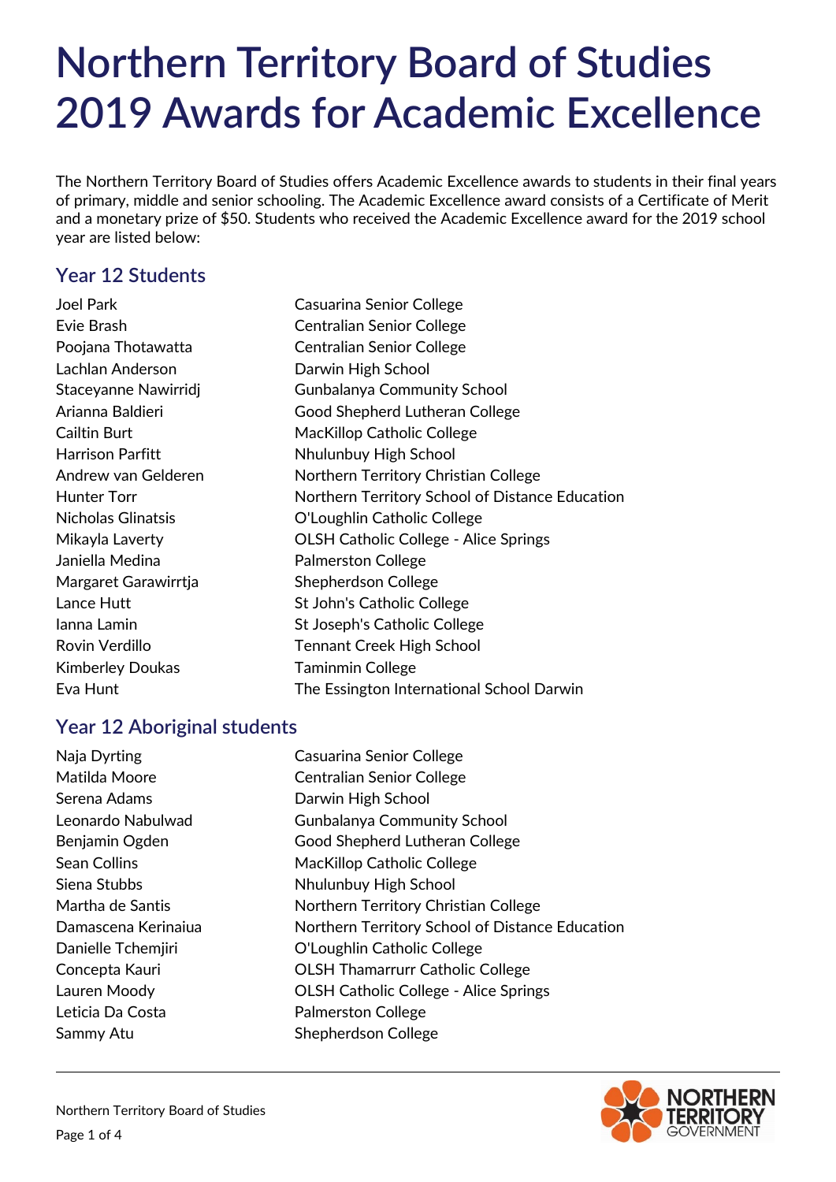# Northern Territory Board of Studies 2019 Awards for Academic Excellence

The Northern Territory Board of Studies offers Academic Excellence awards to students in their final years of primary, middle and senior schooling. The Academic Excellence award consists of a Certificate of Merit and a monetary prize of $50. Students who received the Academic Excellence award for the 2019 school year are listed below:

## Year 12 Students

| | |
|---|---|
| Joel Park | Casuarina Senior College |
| Evie Brash | Centralian Senior College |
| Poojana Thotawatta | Centralian Senior College |
| Lachlan Anderson | Darwin High School |
| Staceyanne Nawirridj | Gunbalanya Community School |
| Arianna Baldieri | Good Shepherd Lutheran College |
| Cailtin Burt | MacKillop Catholic College |
| Harrison Parfitt | Nhulunbuy High School |
| Andrew van Gelderen | Northern Territory Christian College |
| Hunter Torr | Northern Territory School of Distance Education |
| Nicholas Glinatsis | O'Loughlin Catholic College |
| Mikayla Laverty | OLSH Catholic College - Alice Springs |
| Janiella Medina | Palmerston College |
| Margaret Garawirrtja | Shepherdson College |
| Lance Hutt | St John's Catholic College |
| Ianna Lamin | St Joseph's Catholic College |
| Rovin Verdillo | Tennant Creek High School |
| Kimberley Doukas | Taminmin College |
| Eva Hunt | The Essington International School Darwin |

## Year 12 Aboriginal students

| | |
|---|---|
| Naja Dyrting | Casuarina Senior College |
| Matilda Moore | Centralian Senior College |
| Serena Adams | Darwin High School |
| Leonardo Nabulwad | Gunbalanya Community School |
| Benjamin Ogden | Good Shepherd Lutheran College |
| Sean Collins | MacKillop Catholic College |
| Siena Stubbs | Nhulunbuy High School |
| Martha de Santis | Northern Territory Christian College |
| Damascena Kerinaiua | Northern Territory School of Distance Education |
| Danielle Tchemjiri | O'Loughlin Catholic College |
| Concepta Kauri | OLSH Thamarrurr Catholic College |
| Lauren Moody | OLSH Catholic College - Alice Springs |
| Leticia Da Costa | Palmerston College |
| Sammy Atu | Shepherdson College |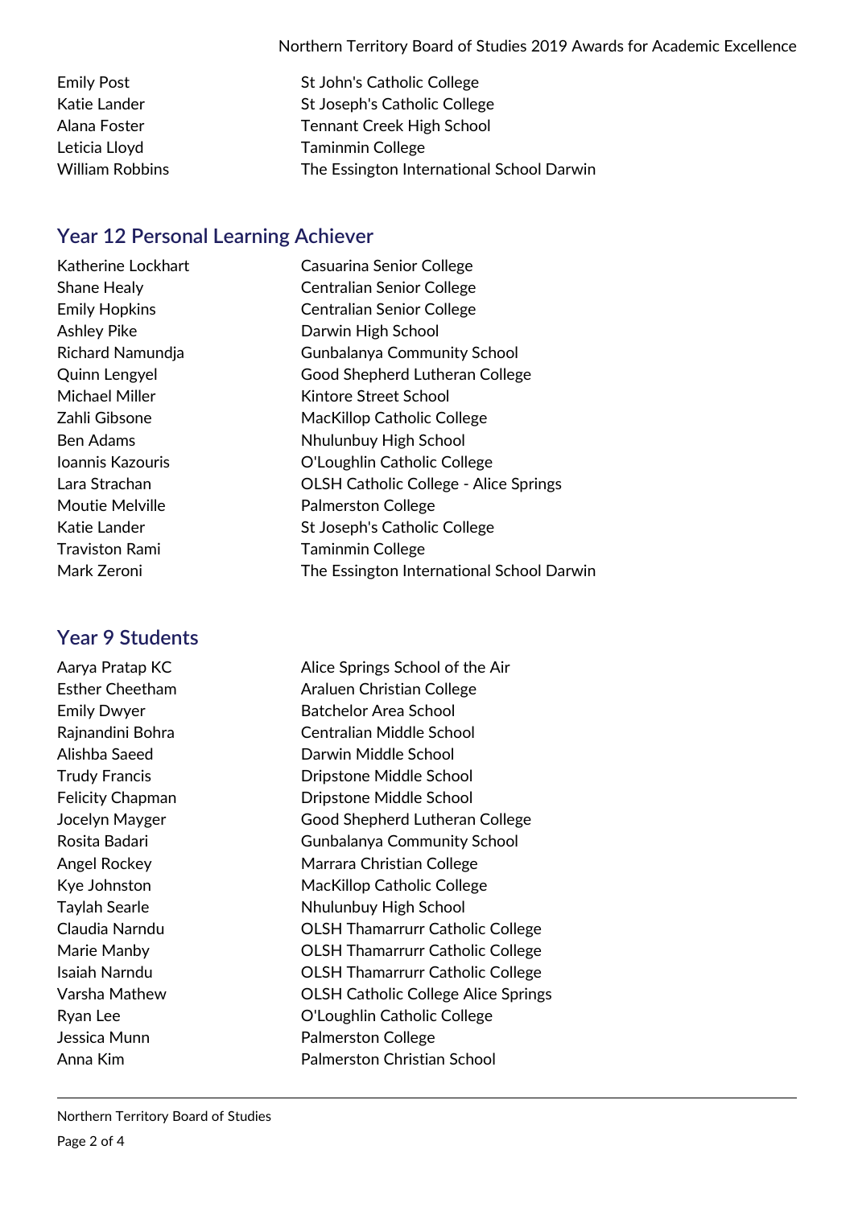| | |
|---|---|
| Emily Post | St John's Catholic College |
| Katie Lander | St Joseph's Catholic College |
| Alana Foster | Tennant Creek High School |
| Leticia Lloyd | Taminmin College |
| William Robbins | The Essington International School Darwin |

## Year 12 Personal Learning Achiever

| | |
|---|---|
| Katherine Lockhart | Casuarina Senior College |
| Shane Healy | Centralian Senior College |
| Emily Hopkins | Centralian Senior College |
| Ashley Pike | Darwin High School |
| Richard Namundja | Gunbalanya Community School |
| Quinn Lengyel | Good Shepherd Lutheran College |
| Michael Miller | Kintore Street School |
| Zahli Gibsone | MacKillop Catholic College |
| Ben Adams | Nhulunbuy High School |
| Ioannis Kazouris | O'Loughlin Catholic College |
| Lara Strachan | OLSH Catholic College - Alice Springs |
| Moutie Melville | Palmerston College |
| Katie Lander | St Joseph's Catholic College |
| Traviston Rami | Taminmin College |
| Mark Zeroni | The Essington International School Darwin |

## Year 9 Students

| | |
|---|---|
| Aarya Pratap KC | Alice Springs School of the Air |
| Esther Cheetham | Araluen Christian College |
| Emily Dwyer | Batchelor Area School |
| Rajnandini Bohra | Centralian Middle School |
| Alishba Saeed | Darwin Middle School |
| Trudy Francis | Dripstone Middle School |
| Felicity Chapman | Dripstone Middle School |
| Jocelyn Mayger | Good Shepherd Lutheran College |
| Rosita Badari | Gunbalanya Community School |
| Angel Rockey | Marrara Christian College |
| Kye Johnston | MacKillop Catholic College |
| Taylah Searle | Nhulunbuy High School |
| Claudia Narndu | OLSH Thamarrurr Catholic College |
| Marie Manby | OLSH Thamarrurr Catholic College |
| Isaiah Narndu | OLSH Thamarrurr Catholic College |
| Varsha Mathew | OLSH Catholic College Alice Springs |
| Ryan Lee | O'Loughlin Catholic College |
| Jessica Munn | Palmerston College |
| Anna Kim | Palmerston Christian School |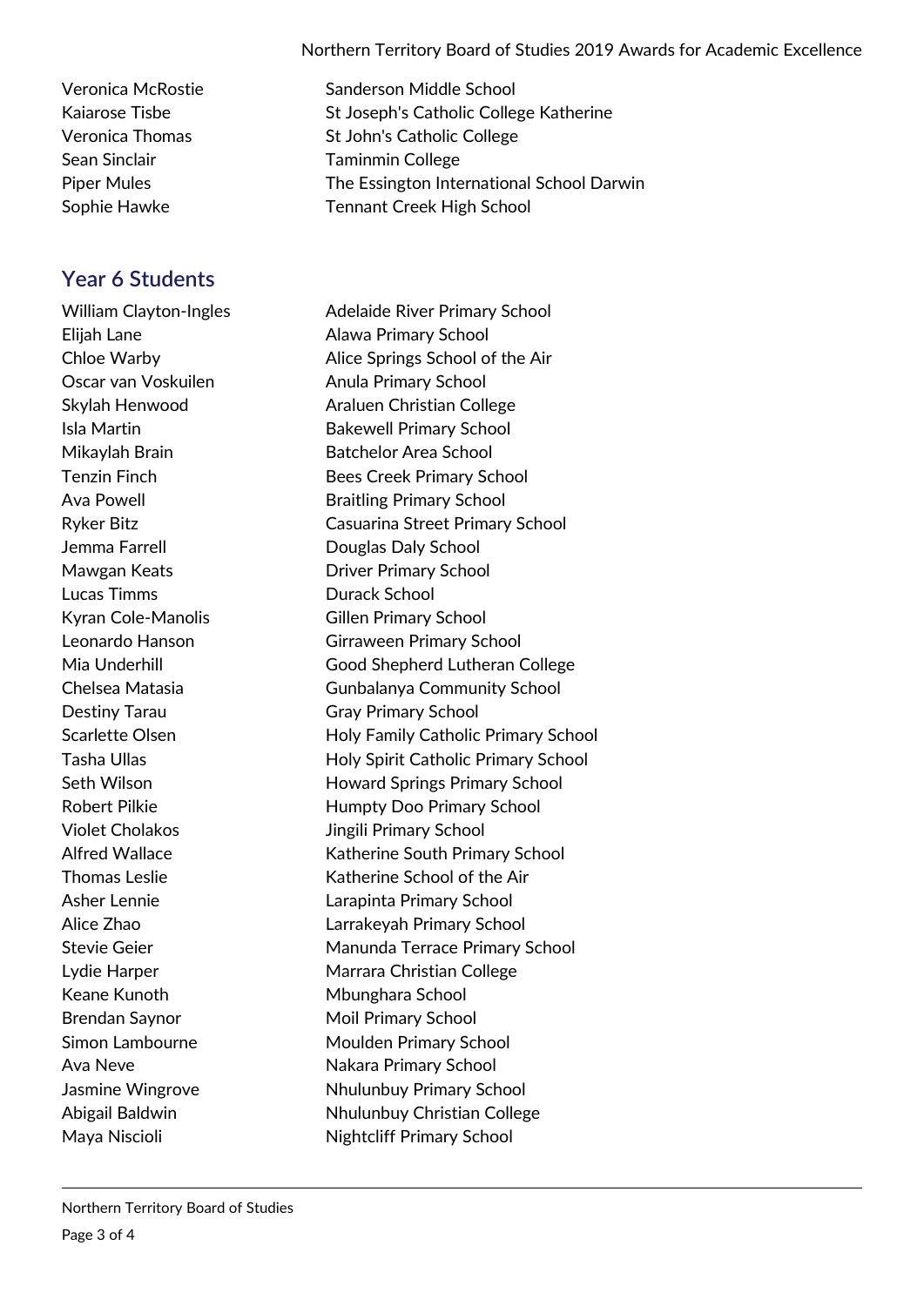| | |
|---|---|
| Veronica McRostie | Sanderson Middle School |
| Kaiarose Tisbe | St Joseph's Catholic College Katherine |
| Veronica Thomas | St John's Catholic College |
| Sean Sinclair | Taminmin College |
| Piper Mules | The Essington International School Darwin |
| Sophie Hawke | Tennant Creek High School |

## Year 6 Students

| | |
|---|---|
| William Clayton-Ingles | Adelaide River Primary School |
| Elijah Lane | Alawa Primary School |
| Chloe Warby | Alice Springs School of the Air |
| Oscar van Voskuilen | Anula Primary School |
| Skylah Henwood | Araluen Christian College |
| Isla Martin | Bakewell Primary School |
| Mikaylah Brain | Batchelor Area School |
| Tenzin Finch | Bees Creek Primary School |
| Ava Powell | Braitling Primary School |
| Ryker Bitz | Casuarina Street Primary School |
| Jemma Farrell | Douglas Daly School |
| Mawgan Keats | Driver Primary School |
| Lucas Timms | Durack School |
| Kyran Cole-Manolis | Gillen Primary School |
| Leonardo Hanson | Girraween Primary School |
| Mia Underhill | Good Shepherd Lutheran College |
| Chelsea Matasia | Gunbalanya Community School |
| Destiny Tarau | Gray Primary School |
| Scarlette Olsen | Holy Family Catholic Primary School |
| Tasha Ullas | Holy Spirit Catholic Primary School |
| Seth Wilson | Howard Springs Primary School |
| Robert Pilkie | Humpty Doo Primary School |
| Violet Cholakos | Jingili Primary School |
| Alfred Wallace | Katherine South Primary School |
| Thomas Leslie | Katherine School of the Air |
| Asher Lennie | Larapinta Primary School |
| Alice Zhao | Larrakeyah Primary School |
| Stevie Geier | Manunda Terrace Primary School |
| Lydie Harper | Marrara Christian College |
| Keane Kunoth | Mbunghara School |
| Brendan Saynor | Moil Primary School |
| Simon Lambourne | Moulden Primary School |
| Ava Neve | Nakara Primary School |
| Jasmine Wingrove | Nhulunbuy Primary School |
| Abigail Baldwin | Nhulunbuy Christian College |
| Maya Niscioli | Nightcliff Primary School |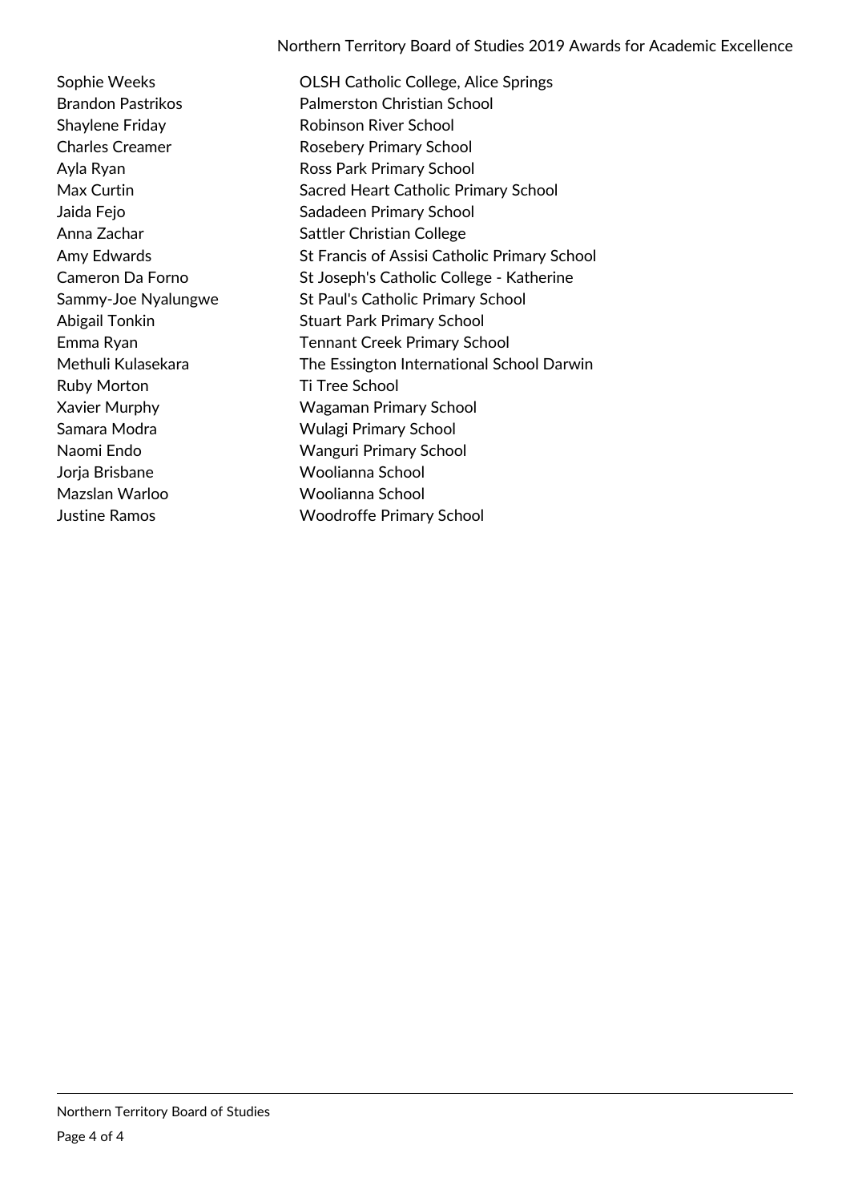| | |
|---|---|
| Sophie Weeks | OLSH Catholic College, Alice Springs |
| Brandon Pastrikos | Palmerston Christian School |
| Shaylene Friday | Robinson River School |
| Charles Creamer | Rosebery Primary School |
| Ayla Ryan | Ross Park Primary School |
| Max Curtin | Sacred Heart Catholic Primary School |
| Jaida Fejo | Sadadeen Primary School |
| Anna Zachar | Sattler Christian College |
| Amy Edwards | St Francis of Assisi Catholic Primary School |
| Cameron Da Forno | St Joseph's Catholic College - Katherine |
| Sammy-Joe Nyalungwe | St Paul's Catholic Primary School |
| Abigail Tonkin | Stuart Park Primary School |
| Emma Ryan | Tennant Creek Primary School |
| Methuli Kulasekara | The Essington International School Darwin |
| Ruby Morton | Ti Tree School |
| Xavier Murphy | Wagaman Primary School |
| Samara Modra | Wulagi Primary School |
| Naomi Endo | Wanguri Primary School |
| Jorja Brisbane | Woolianna School |
| Mazslan Warloo | Woolianna School |
| Justine Ramos | Woodroffe Primary School |